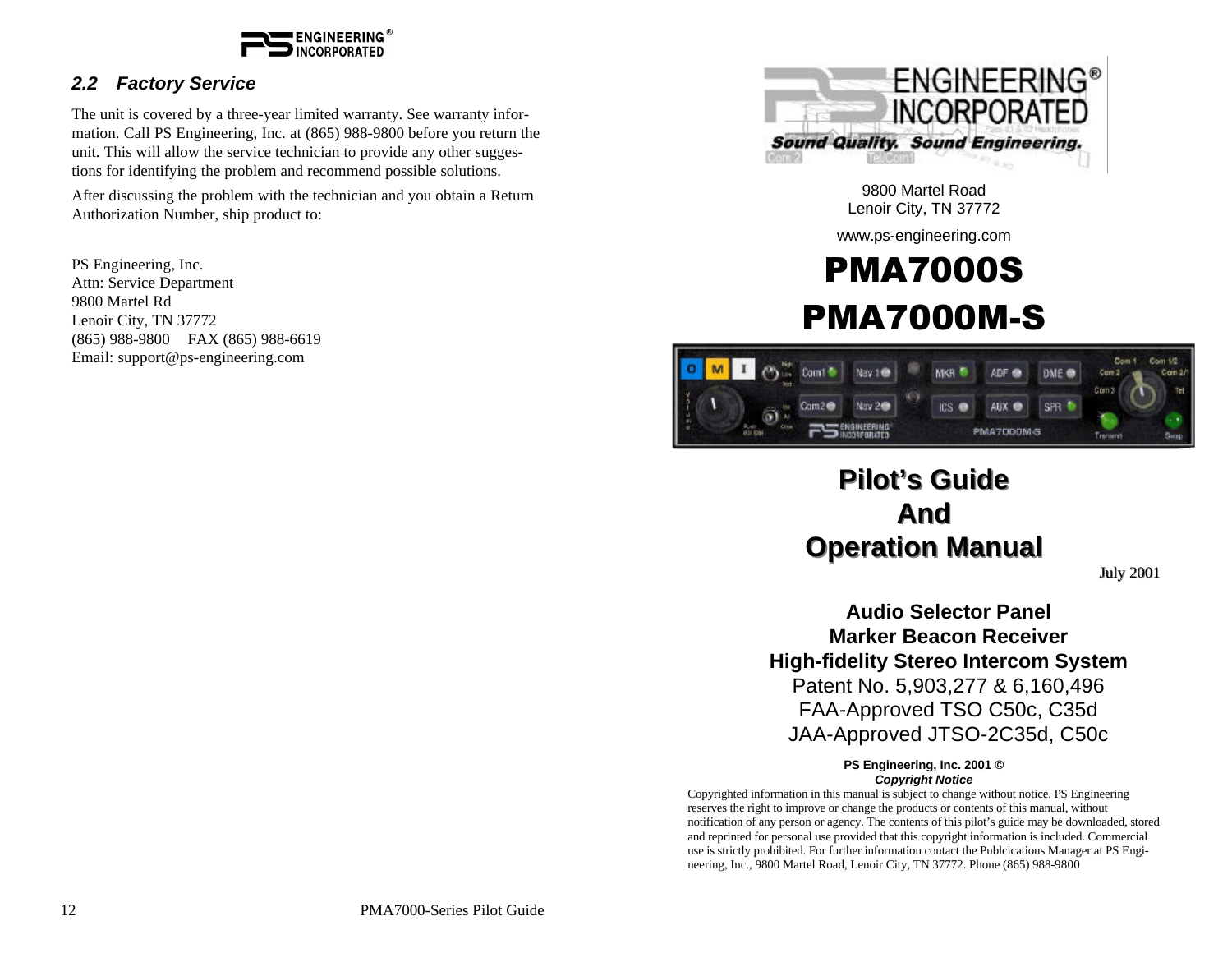## 2.2 Factory Service

The unit is covered by a three-year limited warranty. See warranty information. Call PS Engineering, Inc. at (865) 988-9800 before you return the unit. This will allow the service technician to provide any other suggestions for identifying the problem and recommend possible solutions.

After discussing the problem with the technician and you obtain a Return Authorization Number, ship product to:

PS Engineering, Inc.
Attn: Service Department
9800 Martel Rd
Lenoir City, TN 37772
(865) 988-9800 FAX (865) 988-6619
Email: support@ps-engineering.com

PS ENGINEERING INCORPORATED
Sound Quality. Sound Engineering.

9800 Martel Road
Lenoir City, TN 37772

www.ps-engineering.com

# PMA7000S

# PMA7000M-S

# Pilot's Guide And Operation Manual

July 2001

**Audio Selector Panel**
**Marker Beacon Receiver**
**High-fidelity Stereo Intercom System**
Patent No. 5,903,277 & 6,160,496
FAA-Approved TSO C50c, C35d
JAA-Approved JTSO-2C35d, C50c

**PS Engineering, Inc. 2001 ©**
***Copyright Notice***

Copyrighted information in this manual is subject to change without notice. PS Engineering reserves the right to improve or change the products or contents of this manual, without notification of any person or agency. The contents of this pilot's guide may be downloaded, stored and reprinted for personal use provided that this copyright information is included. Commercial use is strictly prohibited. For further information contact the Publcications Manager at PS Engineering, Inc., 9800 Martel Road, Lenoir City, TN 37772. Phone (865) 988-9800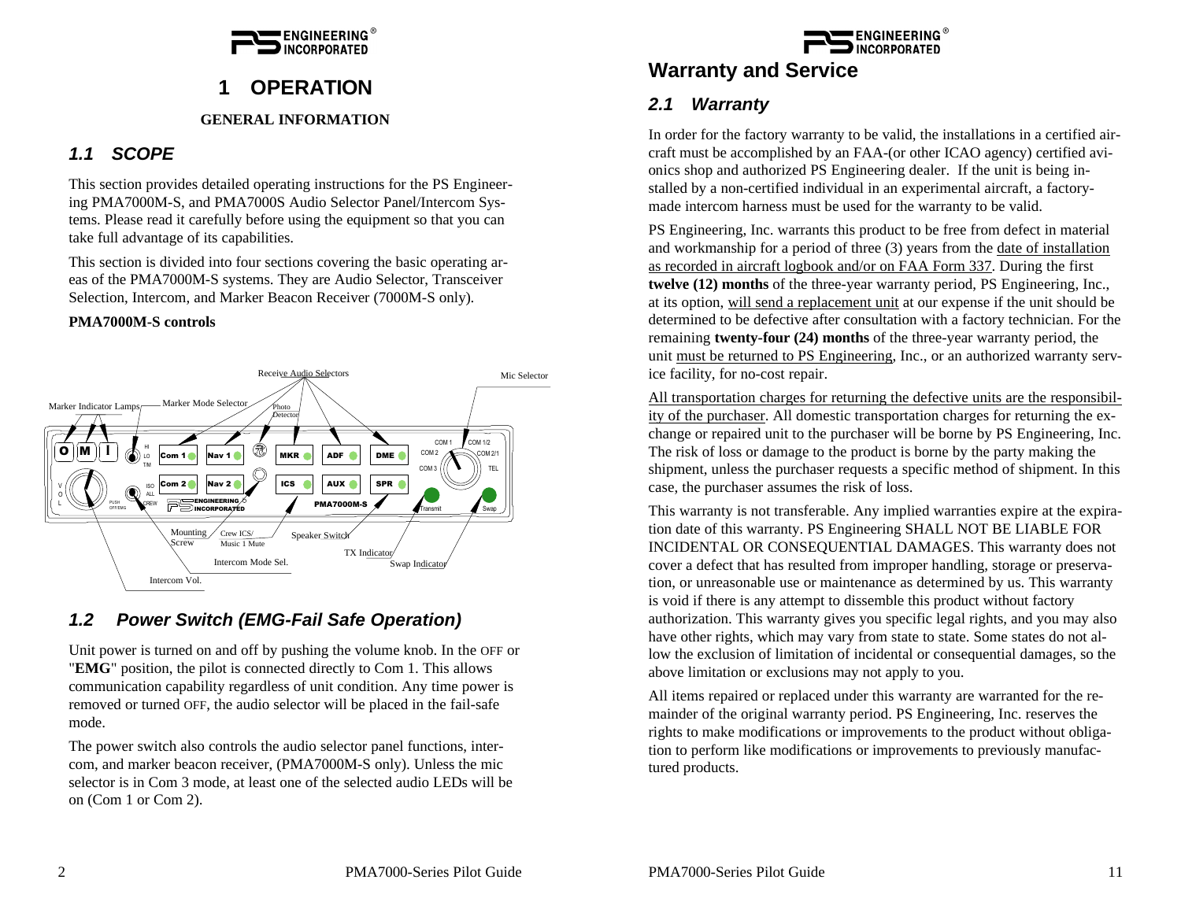# 1 OPERATION

**GENERAL INFORMATION**

## *1.1 SCOPE*

This section provides detailed operating instructions for the PS Engineering PMA7000M-S, and PMA7000S Audio Selector Panel/Intercom Systems. Please read it carefully before using the equipment so that you can take full advantage of its capabilities.

This section is divided into four sections covering the basic operating areas of the PMA7000M-S systems. They are Audio Selector, Transceiver Selection, Intercom, and Marker Beacon Receiver (7000M-S only).

**PMA7000M-S controls**

Receive Audio Selectors — Mic Selector — Marker Indicator Lamps — Marker Mode Selector — Photo Detector — Mounting Screw — Crew ICS/ Music 1 Mute — Speaker Switch — Intercom Mode Sel. — TX Indicator — Swap Indicator — Intercom Vol.

## *1.2 Power Switch (EMG-Fail Safe Operation)*

Unit power is turned on and off by pushing the volume knob. In the OFF or "**EMG**" position, the pilot is connected directly to Com 1. This allows communication capability regardless of unit condition. Any time power is removed or turned OFF, the audio selector will be placed in the fail-safe mode.

The power switch also controls the audio selector panel functions, intercom, and marker beacon receiver, (PMA7000M-S only). Unless the mic selector is in Com 3 mode, at least one of the selected audio LEDs will be on (Com 1 or Com 2).

# Warranty and Service

## *2.1 Warranty*

In order for the factory warranty to be valid, the installations in a certified aircraft must be accomplished by an FAA-(or other ICAO agency) certified avionics shop and authorized PS Engineering dealer. If the unit is being installed by a non-certified individual in an experimental aircraft, a factory-made intercom harness must be used for the warranty to be valid.

PS Engineering, Inc. warrants this product to be free from defect in material and workmanship for a period of three (3) years from the date of installation as recorded in aircraft logbook and/or on FAA Form 337. During the first **twelve (12) months** of the three-year warranty period, PS Engineering, Inc., at its option, will send a replacement unit at our expense if the unit should be determined to be defective after consultation with a factory technician. For the remaining **twenty-four (24) months** of the three-year warranty period, the unit must be returned to PS Engineering, Inc., or an authorized warranty service facility, for no-cost repair.

All transportation charges for returning the defective units are the responsibility of the purchaser. All domestic transportation charges for returning the exchange or repaired unit to the purchaser will be borne by PS Engineering, Inc. The risk of loss or damage to the product is borne by the party making the shipment, unless the purchaser requests a specific method of shipment. In this case, the purchaser assumes the risk of loss.

This warranty is not transferable. Any implied warranties expire at the expiration date of this warranty. PS Engineering SHALL NOT BE LIABLE FOR INCIDENTAL OR CONSEQUENTIAL DAMAGES. This warranty does not cover a defect that has resulted from improper handling, storage or preservation, or unreasonable use or maintenance as determined by us. This warranty is void if there is any attempt to dissemble this product without factory authorization. This warranty gives you specific legal rights, and you may also have other rights, which may vary from state to state. Some states do not allow the exclusion of limitation of incidental or consequential damages, so the above limitation or exclusions may not apply to you.

All items repaired or replaced under this warranty are warranted for the remainder of the original warranty period. PS Engineering, Inc. reserves the rights to make modifications or improvements to the product without obligation to perform like modifications or improvements to previously manufactured products.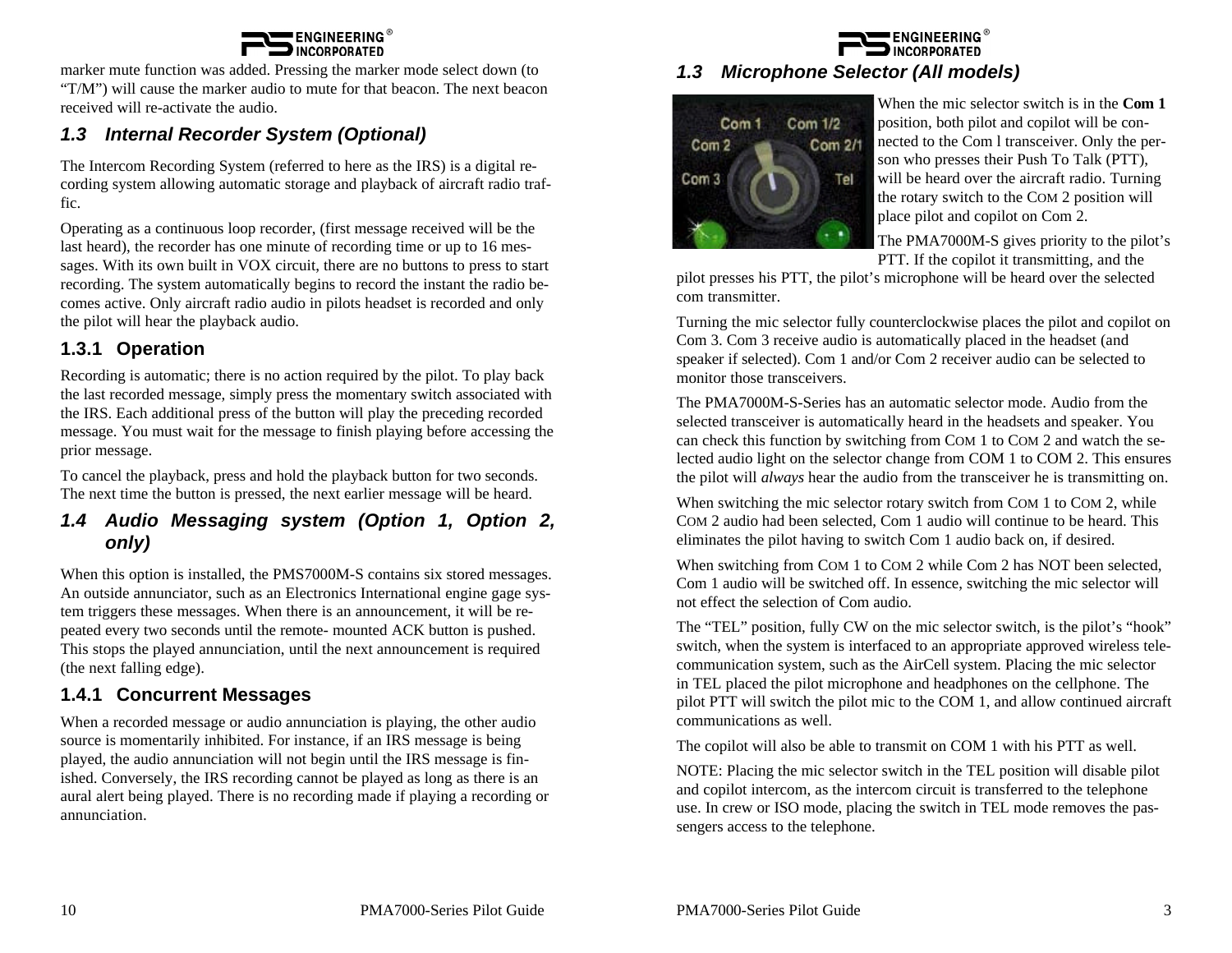marker mute function was added. Pressing the marker mode select down (to "T/M") will cause the marker audio to mute for that beacon. The next beacon received will re-activate the audio.

### 1.3 Internal Recorder System (Optional)

The Intercom Recording System (referred to here as the IRS) is a digital recording system allowing automatic storage and playback of aircraft radio traffic.

Operating as a continuous loop recorder, (first message received will be the last heard), the recorder has one minute of recording time or up to 16 messages. With its own built in VOX circuit, there are no buttons to press to start recording. The system automatically begins to record the instant the radio becomes active. Only aircraft radio audio in pilots headset is recorded and only the pilot will hear the playback audio.

#### 1.3.1 Operation

Recording is automatic; there is no action required by the pilot. To play back the last recorded message, simply press the momentary switch associated with the IRS. Each additional press of the button will play the preceding recorded message. You must wait for the message to finish playing before accessing the prior message.

To cancel the playback, press and hold the playback button for two seconds. The next time the button is pressed, the next earlier message will be heard.

### 1.4 Audio Messaging system (Option 1, Option 2, only)

When this option is installed, the PMS7000M-S contains six stored messages. An outside annunciator, such as an Electronics International engine gage system triggers these messages. When there is an announcement, it will be repeated every two seconds until the remote- mounted ACK button is pushed. This stops the played annunciation, until the next announcement is required (the next falling edge).

#### 1.4.1 Concurrent Messages

When a recorded message or audio annunciation is playing, the other audio source is momentarily inhibited. For instance, if an IRS message is being played, the audio annunciation will not begin until the IRS message is finished. Conversely, the IRS recording cannot be played as long as there is an aural alert being played. There is no recording made if playing a recording or annunciation.

### 1.3 Microphone Selector (All models)

When the mic selector switch is in the **Com 1** position, both pilot and copilot will be connected to the Com l transceiver. Only the person who presses their Push To Talk (PTT), will be heard over the aircraft radio. Turning the rotary switch to the COM 2 position will place pilot and copilot on Com 2.

The PMA7000M-S gives priority to the pilot's PTT. If the copilot it transmitting, and the pilot presses his PTT, the pilot's microphone will be heard over the selected com transmitter.

Turning the mic selector fully counterclockwise places the pilot and copilot on Com 3. Com 3 receive audio is automatically placed in the headset (and speaker if selected). Com 1 and/or Com 2 receiver audio can be selected to monitor those transceivers.

The PMA7000M-S-Series has an automatic selector mode. Audio from the selected transceiver is automatically heard in the headsets and speaker. You can check this function by switching from COM 1 to COM 2 and watch the selected audio light on the selector change from COM 1 to COM 2. This ensures the pilot will *always* hear the audio from the transceiver he is transmitting on.

When switching the mic selector rotary switch from COM 1 to COM 2, while COM 2 audio had been selected, Com 1 audio will continue to be heard. This eliminates the pilot having to switch Com 1 audio back on, if desired.

When switching from COM 1 to COM 2 while Com 2 has NOT been selected, Com 1 audio will be switched off. In essence, switching the mic selector will not effect the selection of Com audio.

The "TEL" position, fully CW on the mic selector switch, is the pilot's "hook" switch, when the system is interfaced to an appropriate approved wireless telecommunication system, such as the AirCell system. Placing the mic selector in TEL placed the pilot microphone and headphones on the cellphone. The pilot PTT will switch the pilot mic to the COM 1, and allow continued aircraft communications as well.

The copilot will also be able to transmit on COM 1 with his PTT as well.

NOTE: Placing the mic selector switch in the TEL position will disable pilot and copilot intercom, as the intercom circuit is transferred to the telephone use. In crew or ISO mode, placing the switch in TEL mode removes the passengers access to the telephone.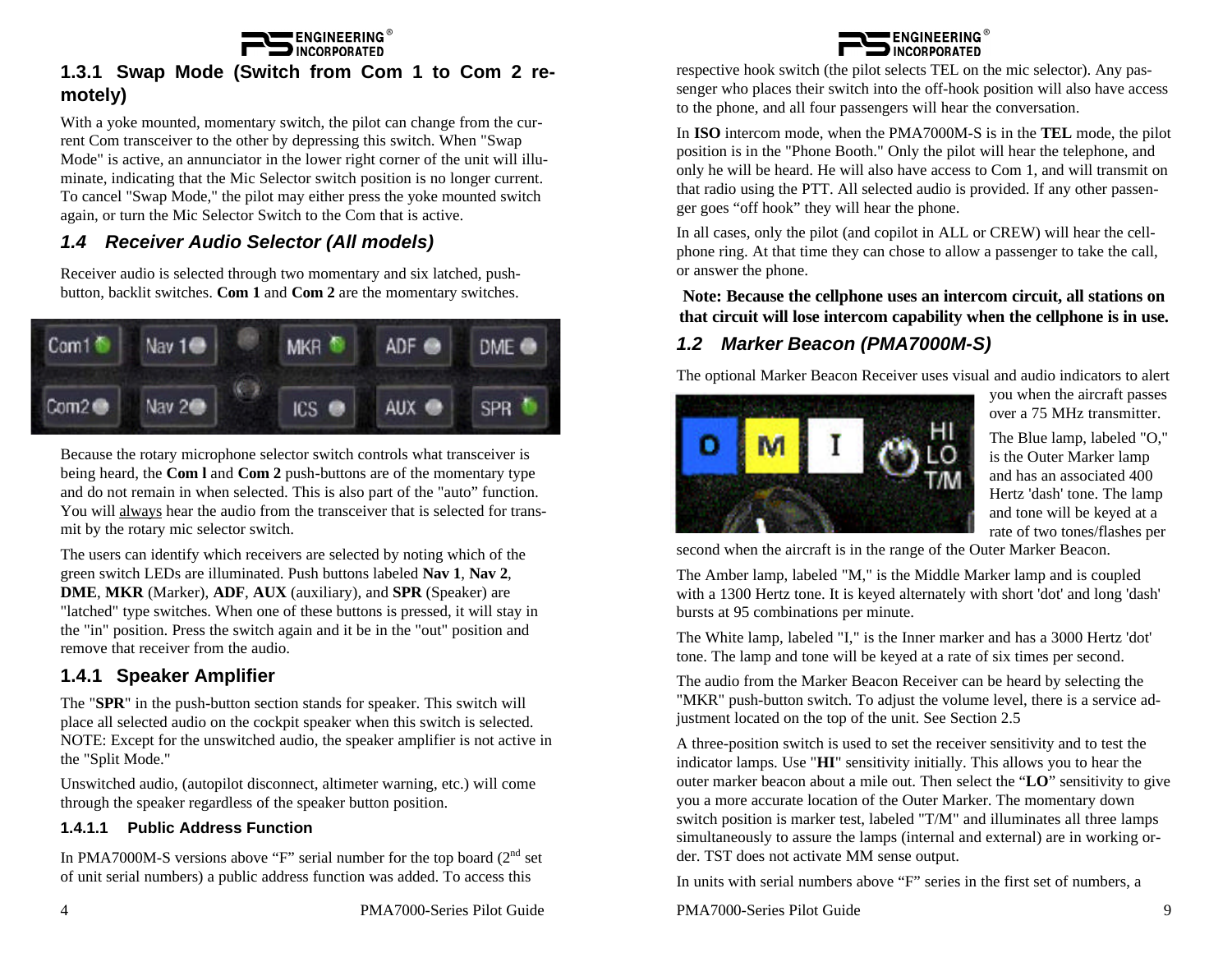## 1.3.1 Swap Mode (Switch from Com 1 to Com 2 remotely)

With a yoke mounted, momentary switch, the pilot can change from the current Com transceiver to the other by depressing this switch. When "Swap Mode" is active, an annunciator in the lower right corner of the unit will illuminate, indicating that the Mic Selector switch position is no longer current. To cancel "Swap Mode," the pilot may either press the yoke mounted switch again, or turn the Mic Selector Switch to the Com that is active.

## *1.4 Receiver Audio Selector (All models)*

Receiver audio is selected through two momentary and six latched, push-button, backlit switches. **Com 1** and **Com 2** are the momentary switches.

Because the rotary microphone selector switch controls what transceiver is being heard, the **Com l** and **Com 2** push-buttons are of the momentary type and do not remain in when selected. This is also part of the "auto" function. You will always hear the audio from the transceiver that is selected for transmit by the rotary mic selector switch.

The users can identify which receivers are selected by noting which of the green switch LEDs are illuminated. Push buttons labeled **Nav 1**, **Nav 2**, **DME**, **MKR** (Marker), **ADF**, **AUX** (auxiliary), and **SPR** (Speaker) are "latched" type switches. When one of these buttons is pressed, it will stay in the "in" position. Press the switch again and it be in the "out" position and remove that receiver from the audio.

### 1.4.1 Speaker Amplifier

The "**SPR**" in the push-button section stands for speaker. This switch will place all selected audio on the cockpit speaker when this switch is selected. NOTE: Except for the unswitched audio, the speaker amplifier is not active in the "Split Mode."

Unswitched audio, (autopilot disconnect, altimeter warning, etc.) will come through the speaker regardless of the speaker button position.

#### 1.4.1.1 Public Address Function

In PMA7000M-S versions above "F" serial number for the top board (2nd set of unit serial numbers) a public address function was added. To access this

respective hook switch (the pilot selects TEL on the mic selector). Any passenger who places their switch into the off-hook position will also have access to the phone, and all four passengers will hear the conversation.

In **ISO** intercom mode, when the PMA7000M-S is in the **TEL** mode, the pilot position is in the "Phone Booth." Only the pilot will hear the telephone, and only he will be heard. He will also have access to Com 1, and will transmit on that radio using the PTT. All selected audio is provided. If any other passenger goes "off hook" they will hear the phone.

In all cases, only the pilot (and copilot in ALL or CREW) will hear the cellphone ring. At that time they can chose to allow a passenger to take the call, or answer the phone.

**Note: Because the cellphone uses an intercom circuit, all stations on that circuit will lose intercom capability when the cellphone is in use.**

## *1.2 Marker Beacon (PMA7000M-S)*

The optional Marker Beacon Receiver uses visual and audio indicators to alert you when the aircraft passes over a 75 MHz transmitter.

The Blue lamp, labeled "O," is the Outer Marker lamp and has an associated 400 Hertz 'dash' tone. The lamp and tone will be keyed at a rate of two tones/flashes per second when the aircraft is in the range of the Outer Marker Beacon.

The Amber lamp, labeled "M," is the Middle Marker lamp and is coupled with a 1300 Hertz tone. It is keyed alternately with short 'dot' and long 'dash' bursts at 95 combinations per minute.

The White lamp, labeled "I," is the Inner marker and has a 3000 Hertz 'dot' tone. The lamp and tone will be keyed at a rate of six times per second.

The audio from the Marker Beacon Receiver can be heard by selecting the "MKR" push-button switch. To adjust the volume level, there is a service adjustment located on the top of the unit. See Section 2.5

A three-position switch is used to set the receiver sensitivity and to test the indicator lamps. Use "**HI**" sensitivity initially. This allows you to hear the outer marker beacon about a mile out. Then select the "**LO**" sensitivity to give you a more accurate location of the Outer Marker. The momentary down switch position is marker test, labeled "T/M" and illuminates all three lamps simultaneously to assure the lamps (internal and external) are in working order. TST does not activate MM sense output.

In units with serial numbers above "F" series in the first set of numbers, a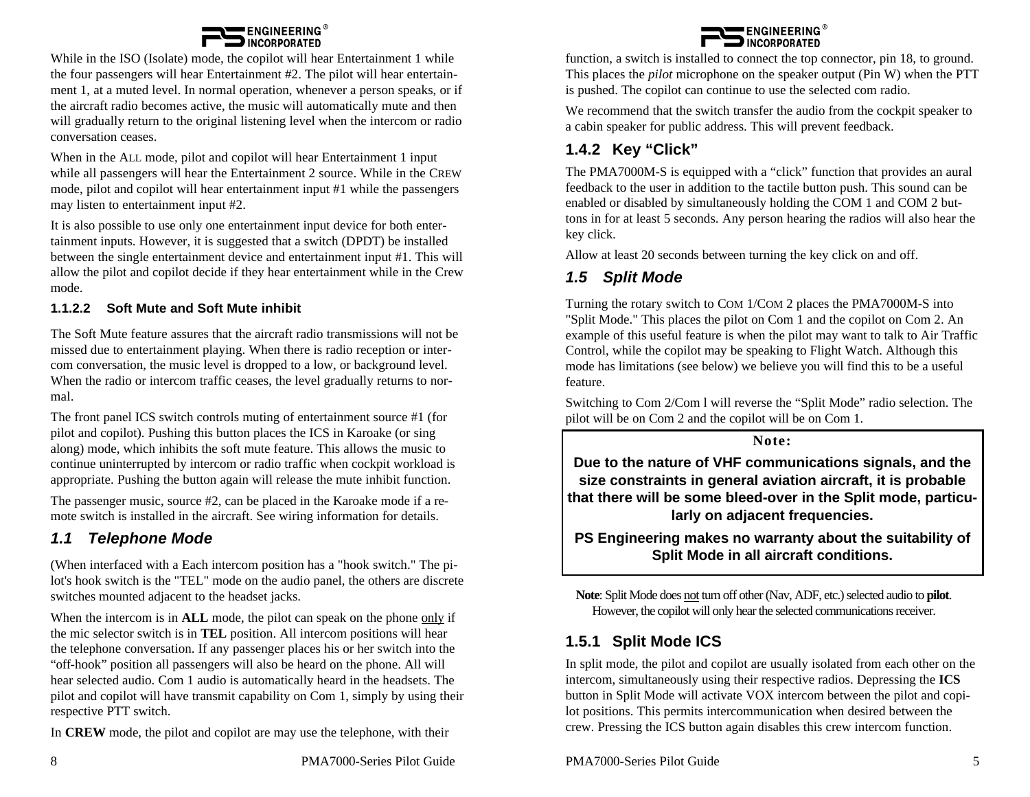While in the ISO (Isolate) mode, the copilot will hear Entertainment 1 while the four passengers will hear Entertainment #2. The pilot will hear entertainment 1, at a muted level. In normal operation, whenever a person speaks, or if the aircraft radio becomes active, the music will automatically mute and then will gradually return to the original listening level when the intercom or radio conversation ceases.

When in the ALL mode, pilot and copilot will hear Entertainment 1 input while all passengers will hear the Entertainment 2 source. While in the CREW mode, pilot and copilot will hear entertainment input #1 while the passengers may listen to entertainment input #2.

It is also possible to use only one entertainment input device for both entertainment inputs. However, it is suggested that a switch (DPDT) be installed between the single entertainment device and entertainment input #1. This will allow the pilot and copilot decide if they hear entertainment while in the Crew mode.

#### 1.1.2.2 Soft Mute and Soft Mute inhibit

The Soft Mute feature assures that the aircraft radio transmissions will not be missed due to entertainment playing. When there is radio reception or intercom conversation, the music level is dropped to a low, or background level. When the radio or intercom traffic ceases, the level gradually returns to normal.

The front panel ICS switch controls muting of entertainment source #1 (for pilot and copilot). Pushing this button places the ICS in Karoake (or sing along) mode, which inhibits the soft mute feature. This allows the music to continue uninterrupted by intercom or radio traffic when cockpit workload is appropriate. Pushing the button again will release the mute inhibit function.

The passenger music, source #2, can be placed in the Karoake mode if a remote switch is installed in the aircraft. See wiring information for details.

## *1.1 Telephone Mode*

(When interfaced with a Each intercom position has a "hook switch." The pilot's hook switch is the "TEL" mode on the audio panel, the others are discrete switches mounted adjacent to the headset jacks.

When the intercom is in **ALL** mode, the pilot can speak on the phone <u>only</u> if the mic selector switch is in **TEL** position. All intercom positions will hear the telephone conversation. If any passenger places his or her switch into the "off-hook" position all passengers will also be heard on the phone. All will hear selected audio. Com 1 audio is automatically heard in the headsets. The pilot and copilot will have transmit capability on Com 1, simply by using their respective PTT switch.

In **CREW** mode, the pilot and copilot are may use the telephone, with their function, a switch is installed to connect the top connector, pin 18, to ground. This places the *pilot* microphone on the speaker output (Pin W) when the PTT is pushed. The copilot can continue to use the selected com radio.

We recommend that the switch transfer the audio from the cockpit speaker to a cabin speaker for public address. This will prevent feedback.

### 1.4.2 Key "Click"

The PMA7000M-S is equipped with a "click" function that provides an aural feedback to the user in addition to the tactile button push. This sound can be enabled or disabled by simultaneously holding the COM 1 and COM 2 buttons in for at least 5 seconds. Any person hearing the radios will also hear the key click.

Allow at least 20 seconds between turning the key click on and off.

## *1.5 Split Mode*

Turning the rotary switch to COM 1/COM 2 places the PMA7000M-S into "Split Mode." This places the pilot on Com 1 and the copilot on Com 2. An example of this useful feature is when the pilot may want to talk to Air Traffic Control, while the copilot may be speaking to Flight Watch. Although this mode has limitations (see below) we believe you will find this to be a useful feature.

Switching to Com 2/Com l will reverse the "Split Mode" radio selection. The pilot will be on Com 2 and the copilot will be on Com 1.

**Note:**

**Due to the nature of VHF communications signals, and the size constraints in general aviation aircraft, it is probable that there will be some bleed-over in the Split mode, particularly on adjacent frequencies.**

**PS Engineering makes no warranty about the suitability of Split Mode in all aircraft conditions.**

**Note**: Split Mode does <u>not</u> turn off other (Nav, ADF, etc.) selected audio to **pilot**. However, the copilot will only hear the selected communications receiver.

### 1.5.1 Split Mode ICS

In split mode, the pilot and copilot are usually isolated from each other on the intercom, simultaneously using their respective radios. Depressing the **ICS** button in Split Mode will activate VOX intercom between the pilot and copilot positions. This permits intercommunication when desired between the crew. Pressing the ICS button again disables this crew intercom function.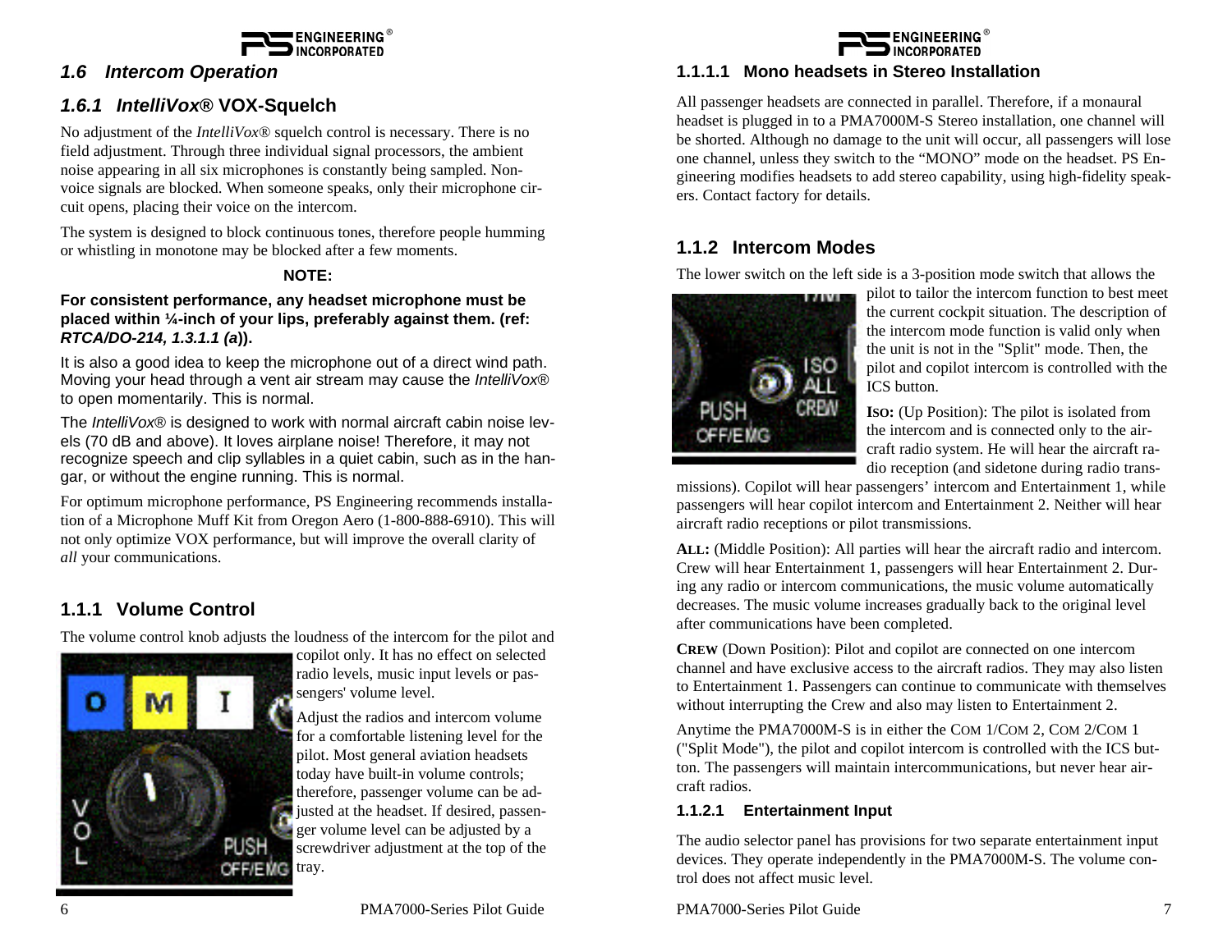## 1.6 Intercom Operation

### 1.6.1 *IntelliVox®* VOX-Squelch

No adjustment of the *IntelliVox®* squelch control is necessary. There is no field adjustment. Through three individual signal processors, the ambient noise appearing in all six microphones is constantly being sampled. Non-voice signals are blocked. When someone speaks, only their microphone circuit opens, placing their voice on the intercom.

The system is designed to block continuous tones, therefore people humming or whistling in monotone may be blocked after a few moments.

**NOTE:**

**For consistent performance, any headset microphone must be placed within ¼-inch of your lips, preferably against them. (ref: *RTCA/DO-214, 1.3.1.1 (a)*).**

It is also a good idea to keep the microphone out of a direct wind path. Moving your head through a vent air stream may cause the *IntelliVox®* to open momentarily. This is normal.

The *IntelliVox®* is designed to work with normal aircraft cabin noise levels (70 dB and above). It loves airplane noise! Therefore, it may not recognize speech and clip syllables in a quiet cabin, such as in the hangar, or without the engine running. This is normal.

For optimum microphone performance, PS Engineering recommends installation of a Microphone Muff Kit from Oregon Aero (1-800-888-6910). This will not only optimize VOX performance, but will improve the overall clarity of *all* your communications.

### 1.1.1 Volume Control

The volume control knob adjusts the loudness of the intercom for the pilot and copilot only. It has no effect on selected radio levels, music input levels or passengers' volume level.

Adjust the radios and intercom volume for a comfortable listening level for the pilot. Most general aviation headsets today have built-in volume controls; therefore, passenger volume can be adjusted at the headset. If desired, passenger volume level can be adjusted by a screwdriver adjustment at the top of the tray.

#### 1.1.1.1 Mono headsets in Stereo Installation

All passenger headsets are connected in parallel. Therefore, if a monaural headset is plugged in to a PMA7000M-S Stereo installation, one channel will be shorted. Although no damage to the unit will occur, all passengers will lose one channel, unless they switch to the "MONO" mode on the headset. PS Engineering modifies headsets to add stereo capability, using high-fidelity speakers. Contact factory for details.

### 1.1.2 Intercom Modes

The lower switch on the left side is a 3-position mode switch that allows the pilot to tailor the intercom function to best meet the current cockpit situation. The description of the intercom mode function is valid only when the unit is not in the "Split" mode. Then, the pilot and copilot intercom is controlled with the ICS button.

**ISO:** (Up Position): The pilot is isolated from the intercom and is connected only to the aircraft radio system. He will hear the aircraft radio reception (and sidetone during radio transmissions). Copilot will hear passengers' intercom and Entertainment 1, while passengers will hear copilot intercom and Entertainment 2. Neither will hear aircraft radio receptions or pilot transmissions.

**ALL:** (Middle Position): All parties will hear the aircraft radio and intercom. Crew will hear Entertainment 1, passengers will hear Entertainment 2. During any radio or intercom communications, the music volume automatically decreases. The music volume increases gradually back to the original level after communications have been completed.

**CREW** (Down Position): Pilot and copilot are connected on one intercom channel and have exclusive access to the aircraft radios. They may also listen to Entertainment 1. Passengers can continue to communicate with themselves without interrupting the Crew and also may listen to Entertainment 2.

Anytime the PMA7000M-S is in either the COM 1/COM 2, COM 2/COM 1 ("Split Mode"), the pilot and copilot intercom is controlled with the ICS button. The passengers will maintain intercommunications, but never hear aircraft radios.

#### 1.1.2.1 Entertainment Input

The audio selector panel has provisions for two separate entertainment input devices. They operate independently in the PMA7000M-S. The volume control does not affect music level.